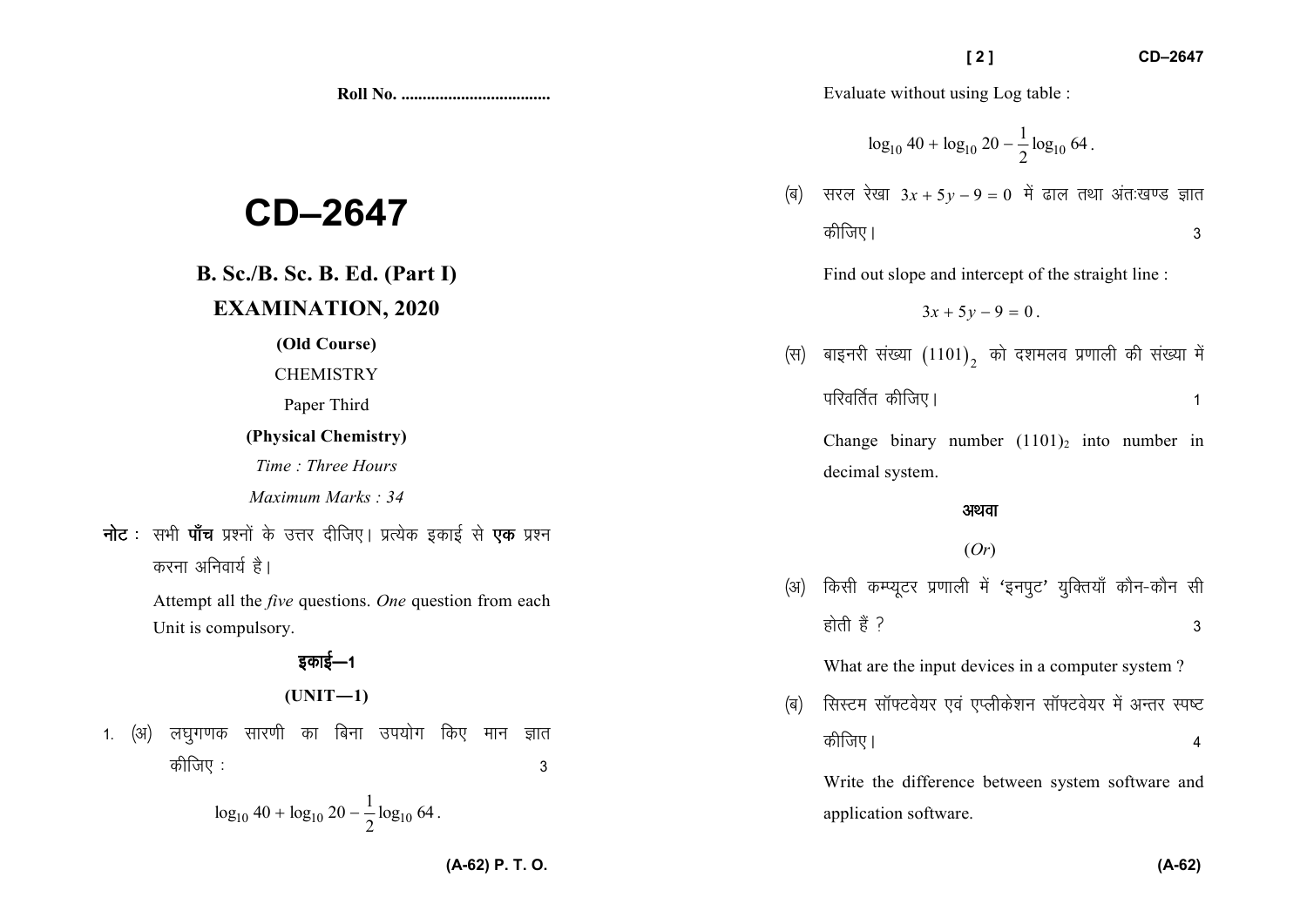Roll No. ...................................

# CD–2647

## B. Sc./B. Sc. B. Ed. (Part I)

## EXAMINATION, 2020

**(Old Course)**

CHEMISTRY

Paper Third

**(Physical Chemistry)**

*Time : Three Hours*

*Maximum Marks : 34*

**नोट :** सभी **पाँच** प्रश्नों के उत्तर दीजिए। प्रत्येक इकाई से **एक** प्रश्न करना अनिवार्य है।

Attempt all the *five* questions. *One* question from each Unit is compulsory.

### इकाई—1

### (UNIT—1)

1. (अ) लघुगणक सारणी का बिना उपयोग किए मान ज्ञात कीजिए : 3

$$\log_{10} 40 + \log_{10} 20 - \frac{1}{2}\log_{10} 64.$$

Evaluate without using Log table :

$$\log_{10} 40 + \log_{10} 20 - \frac{1}{2}\log_{10} 64.$$

(ब) सरल रेखा $3x + 5y - 9 = 0$ में ढाल तथा अंतःखण्ड ज्ञात कीजिए। 3

Find out slope and intercept of the straight line :

$$3x + 5y - 9 = 0.$$

(स) बाइनरी संख्या $(1101)_2$ को दशमलव प्रणाली की संख्या में परिवर्तित कीजिए। 1

Change binary number $(1101)_2$ into number in decimal system.

अथवा

(*Or*)

(अ) किसी कम्प्यूटर प्रणाली में 'इनपुट' युक्तियाँ कौन-कौन सी होती हैं ? 3

What are the input devices in a computer system ?

(ब) सिस्टम सॉफ्टवेयर एवं एप्लीकेशन सॉफ्टवेयर में अन्तर स्पष्ट कीजिए। 4

Write the difference between system software and application software.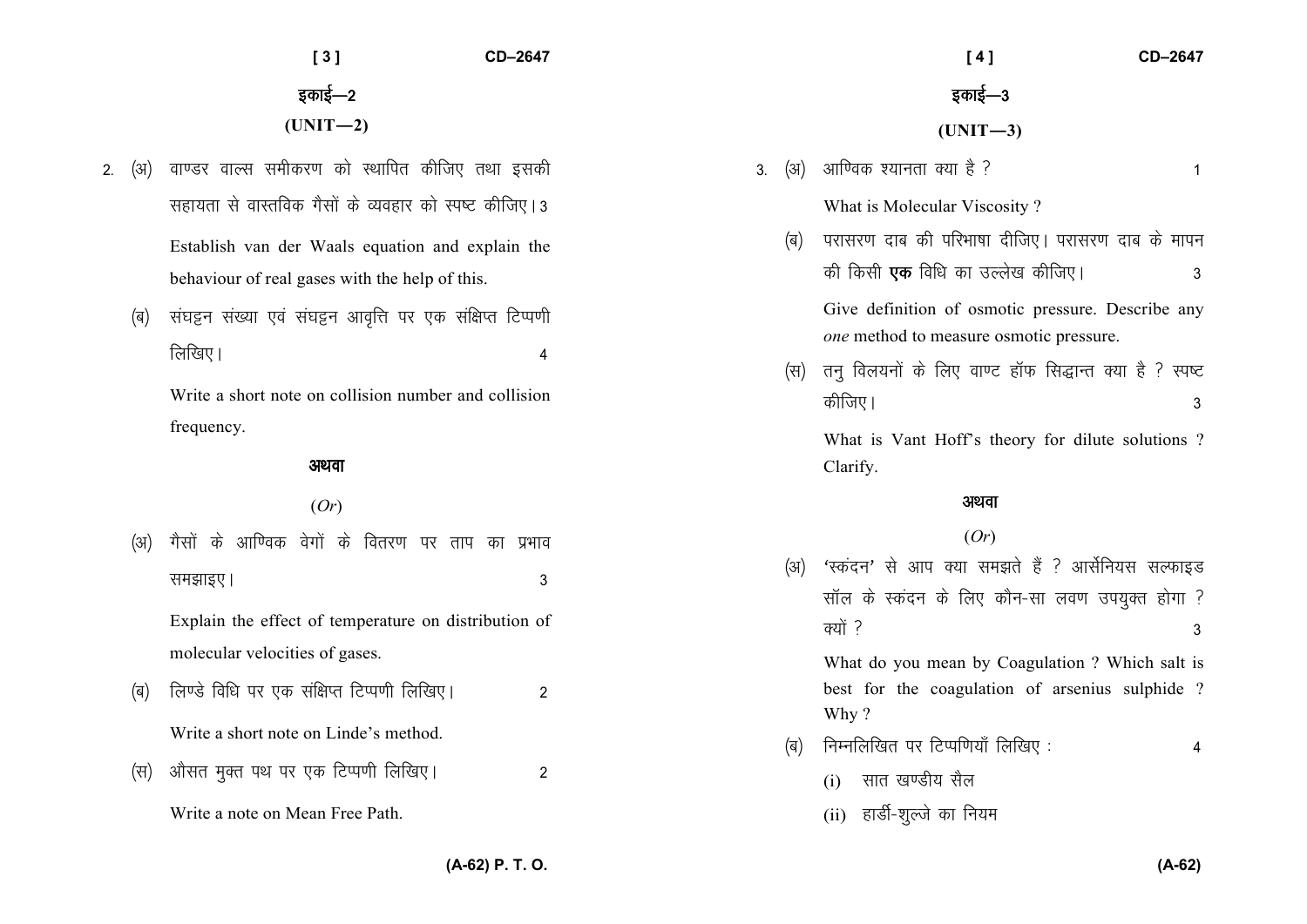## इकाई—2

## (UNIT—2)

2. (अ) वाण्डर वाल्स समीकरण को स्थापित कीजिए तथा इसकी सहायता से वास्तविक गैसों के व्यवहार को स्पष्ट कीजिए। 3

   Establish van der Waals equation and explain the behaviour of real gases with the help of this.

   (ब) संघट्टन संख्या एवं संघट्टन आवृत्ति पर एक संक्षिप्त टिप्पणी लिखिए। 4

   Write a short note on collision number and collision frequency.

**अथवा**

*(Or)*

   (अ) गैसों के आण्विक वेगों के वितरण पर ताप का प्रभाव समझाइए। 3

   Explain the effect of temperature on distribution of molecular velocities of gases.

   (ब) लिण्डे विधि पर एक संक्षिप्त टिप्पणी लिखिए। 2

   Write a short note on Linde's method.

   (स) औसत मुक्त पथ पर एक टिप्पणी लिखिए। 2

   Write a note on Mean Free Path.

## इकाई—3

## (UNIT—3)

3. (अ) आण्विक श्यानता क्या है ? 1

   What is Molecular Viscosity ?

   (ब) परासरण दाब की परिभाषा दीजिए। परासरण दाब के मापन की किसी **एक** विधि का उल्लेख कीजिए। 3

   Give definition of osmotic pressure. Describe any *one* method to measure osmotic pressure.

   (स) तनु विलयनों के लिए वाण्ट हॉफ सिद्धान्त क्या है ? स्पष्ट कीजिए। 3

   What is Vant Hoff's theory for dilute solutions ? Clarify.

**अथवा**

*(Or)*

   (अ) 'स्कंदन' से आप क्या समझते हैं ? आर्सेनियस सल्फाइड सॉल के स्कंदन के लिए कौन-सा लवण उपयुक्त होगा ? क्यों ? 3

   What do you mean by Coagulation ? Which salt is best for the coagulation of arsenius sulphide ? Why ?

   (ब) निम्नलिखित पर टिप्पणियाँ लिखिए : 4

   (i) सात खण्डीय सैल

   (ii) हार्डी-शुल्जे का नियम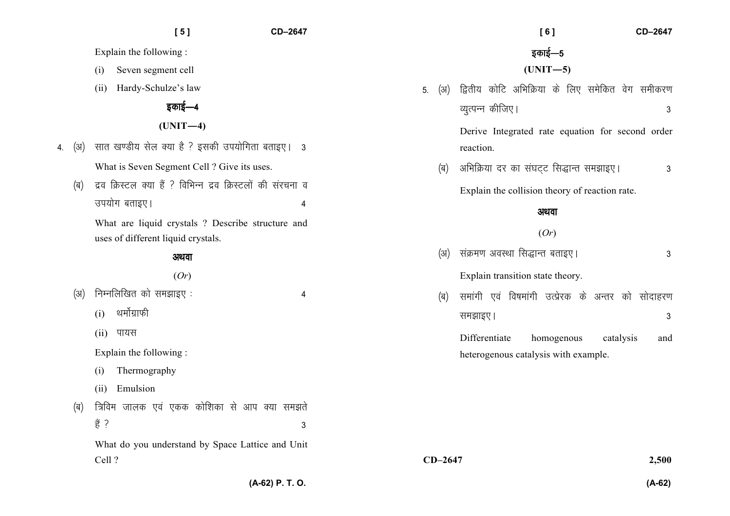Explain the following :

(i) Seven segment cell

(ii) Hardy-Schulze's law

## इकाई—4

## (UNIT—4)

4. (अ) सात खण्डीय सेल क्या है ? इसकी उपयोगिता बताइए। 3

What is Seven Segment Cell ? Give its uses.

(ब) द्रव क्रिस्टल क्या हैं ? विभिन्न द्रव क्रिस्टलों की संरचना व उपयोग बताइए। 4

What are liquid crystals ? Describe structure and uses of different liquid crystals.

**अथवा**

*(Or)*

(अ) निम्नलिखित को समझाइए : 4

(i) थर्मोग्राफी

(ii) पायस

Explain the following :

(i) Thermography

(ii) Emulsion

(ब) त्रिविम जालक एवं एकक कोशिका से आप क्या समझते हैं ? 3

What do you understand by Space Lattice and Unit Cell ?

## इकाई—5

## (UNIT—5)

5. (अ) द्वितीय कोटि अभिक्रिया के लिए समेकित वेग समीकरण व्युत्पन्न कीजिए। 3

Derive Integrated rate equation for second order reaction.

(ब) अभिक्रिया दर का संघट्ट सिद्धान्त समझाइए। 3

Explain the collision theory of reaction rate.

**अथवा**

*(Or)*

(अ) संक्रमण अवस्था सिद्धान्त बताइए। 3

Explain transition state theory.

(ब) समांगी एवं विषमांगी उत्प्रेरक के अन्तर को सोदाहरण समझाइए। 3

Differentiate homogenous catalysis and heterogenous catalysis with example.